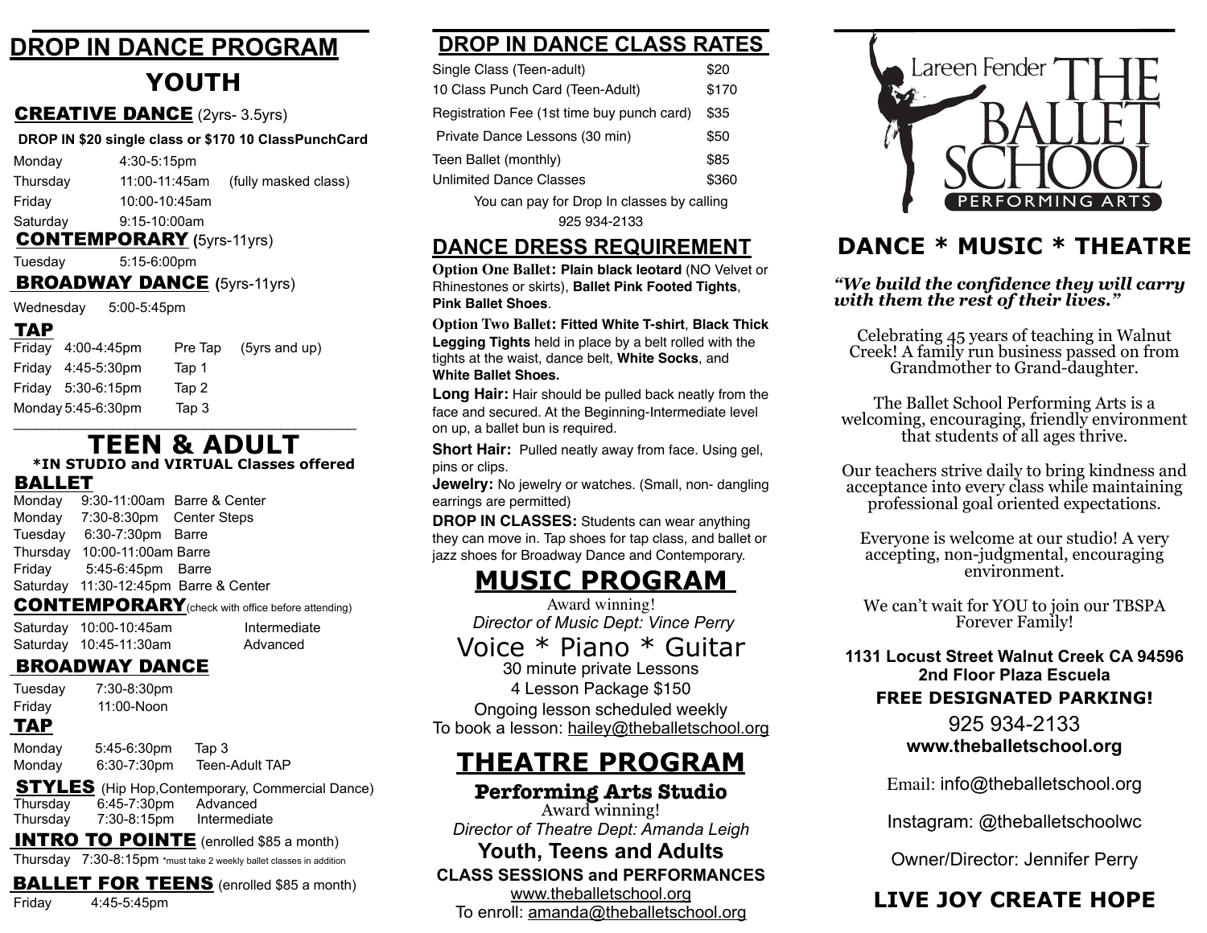# DROP IN DANCE PROGRAM

## YOUTH

### CREATIVE DANCE (2yrs- 3.5yrs)

**DROP IN $20 single class or $170 10 ClassPunchCard**

| | | |
|---|---|---|
| Monday | 4:30-5:15pm | |
| Thursday | 11:00-11:45am | (fully masked class) |
| Friday | 10:00-10:45am | |
| Saturday | 9:15-10:00am | |

### CONTEMPORARY (5yrs-11yrs)

Tuesday 5:15-6:00pm

### BROADWAY DANCE (5yrs-11yrs)

Wednesday 5:00-5:45pm

### TAP

| | | | |
|---|---|---|---|
| Friday | 4:00-4:45pm | Pre Tap | (5yrs and up) |
| Friday | 4:45-5:30pm | Tap 1 | |
| Friday | 5:30-6:15pm | Tap 2 | |
| Monday | 5:45-6:30pm | Tap 3 | |

## TEEN & ADULT

**\*IN STUDIO and VIRTUAL Classes offered**

### BALLET

| | | |
|---|---|---|
| Monday | 9:30-11:00am | Barre & Center |
| Monday | 7:30-8:30pm | Center Steps |
| Tuesday | 6:30-7:30pm | Barre |
| Thursday | 10:00-11:00am | Barre |
| Friday | 5:45-6:45pm | Barre |
| Saturday | 11:30-12:45pm | Barre & Center |

### CONTEMPORARY (check with office before attending)

| | | |
|---|---|---|
| Saturday | 10:00-10:45am | Intermediate |
| Saturday | 10:45-11:30am | Advanced |

### BROADWAY DANCE

| | |
|---|---|
| Tuesday | 7:30-8:30pm |
| Friday | 11:00-Noon |

### TAP

| | | |
|---|---|---|
| Monday | 5:45-6:30pm | Tap 3 |
| Monday | 6:30-7:30pm | Teen-Adult TAP |

### STYLES (Hip Hop,Contemporary, Commercial Dance)

| | | |
|---|---|---|
| Thursday | 6:45-7:30pm | Advanced |
| Thursday | 7:30-8:15pm | Intermediate |

### INTRO TO POINTE (enrolled $85 a month)

Thursday 7:30-8:15pm *must take 2 weekly ballet classes in addition

### BALLET FOR TEENS (enrolled $85 a month)

Friday 4:45-5:45pm

## DROP IN DANCE CLASS RATES

| | |
|---|---|
| Single Class (Teen-adult) | $20 |
| 10 Class Punch Card (Teen-Adult) | $170 |
| Registration Fee (1st time buy punch card) | $35 |
| Private Dance Lessons (30 min) | $50 |
| Teen Ballet (monthly) | $85 |
| Unlimited Dance Classes | $360 |

You can pay for Drop In classes by calling 925 934-2133

## DANCE DRESS REQUIREMENT

**Option One Ballet: Plain black leotard** (NO Velvet or Rhinestones or skirts), **Ballet Pink Footed Tights**, **Pink Ballet Shoes**.

**Option Two Ballet: Fitted White T-shirt**, **Black Thick Legging Tights** held in place by a belt rolled with the tights at the waist, dance belt, **White Socks**, and **White Ballet Shoes.**

**Long Hair:** Hair should be pulled back neatly from the face and secured. At the Beginning-Intermediate level on up, a ballet bun is required.

**Short Hair:** Pulled neatly away from face. Using gel, pins or clips.

**Jewelry:** No jewelry or watches. (Small, non- dangling earrings are permitted)

**DROP IN CLASSES:** Students can wear anything they can move in. Tap shoes for tap class, and ballet or jazz shoes for Broadway Dance and Contemporary.

## MUSIC PROGRAM

Award winning!

*Director of Music Dept: Vince Perry*

Voice * Piano * Guitar

30 minute private Lessons

4 Lesson Package $150

Ongoing lesson scheduled weekly

To book a lesson: hailey@theballetschool.org

## THEATRE PROGRAM

**Performing Arts Studio**

Award winning!

*Director of Theatre Dept: Amanda Leigh*

**Youth, Teens and Adults**

**CLASS SESSIONS and PERFORMANCES**

www.theballetschool.org

To enroll: amanda@theballetschool.org

# Lareen Fender THE BALLET SCHOOL PERFORMING ARTS

## DANCE * MUSIC * THEATRE

***"We build the confidence they will carry with them the rest of their lives."***

Celebrating 45 years of teaching in Walnut Creek! A family run business passed on from Grandmother to Grand-daughter.

The Ballet School Performing Arts is a welcoming, encouraging, friendly environment that students of all ages thrive.

Our teachers strive daily to bring kindness and acceptance into every class while maintaining professional goal oriented expectations.

Everyone is welcome at our studio! A very accepting, non-judgmental, encouraging environment.

We can't wait for YOU to join our TBSPA Forever Family!

**1131 Locust Street Walnut Creek CA 94596**
**2nd Floor Plaza Escuela**

**FREE DESIGNATED PARKING!**

925 934-2133

**www.theballetschool.org**

Email: info@theballetschool.org

Instagram: @theballetschoolwc

Owner/Director: Jennifer Perry

**LIVE JOY CREATE HOPE**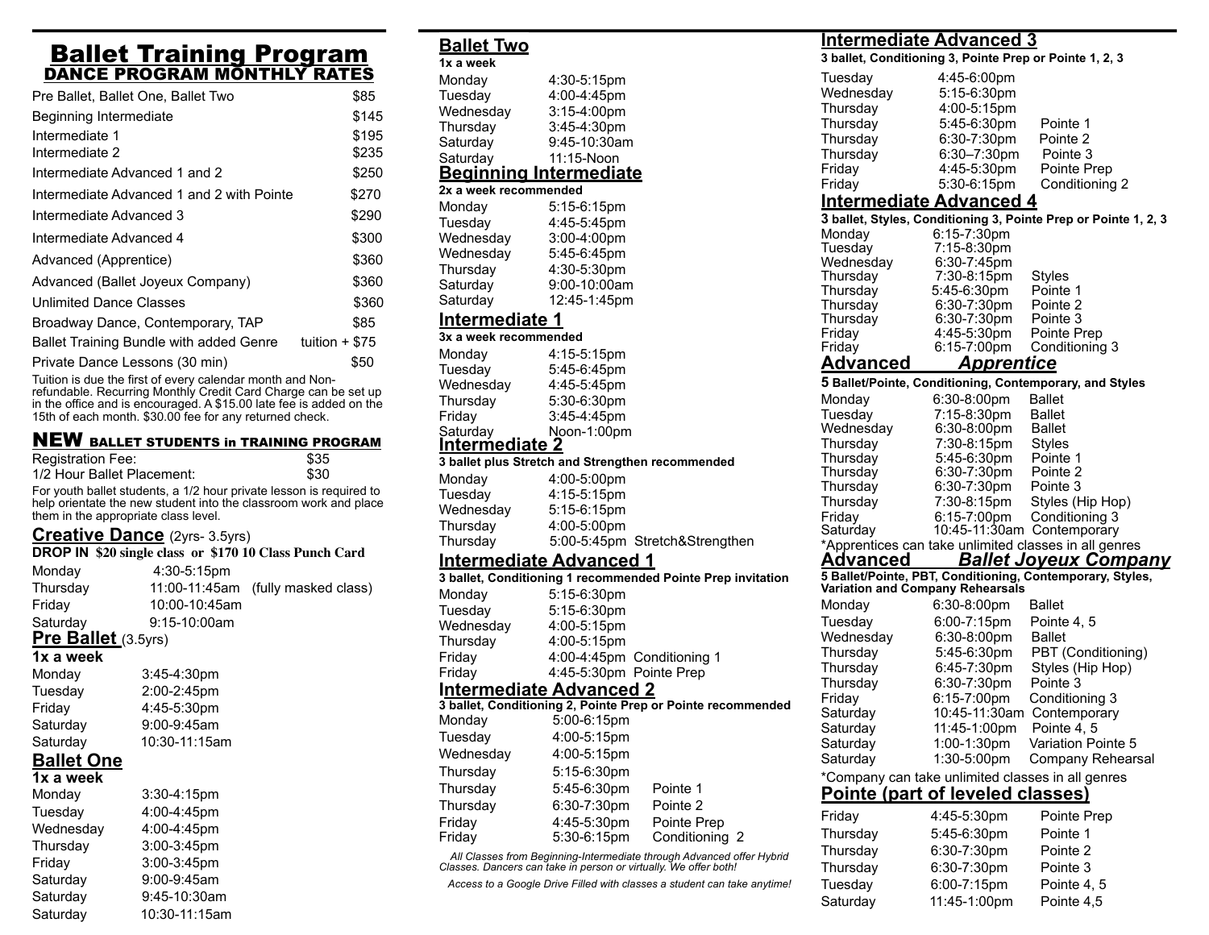# Ballet Training Program

## DANCE PROGRAM MONTHLY RATES

| | |
|---|---|
| Pre Ballet, Ballet One, Ballet Two | $85 |
| Beginning Intermediate | $145 |
| Intermediate 1 | $195 |
| Intermediate 2 | $235 |
| Intermediate Advanced 1 and 2 | $250 |
| Intermediate Advanced 1 and 2 with Pointe | $270 |
| Intermediate Advanced 3 | $290 |
| Intermediate Advanced 4 | $300 |
| Advanced (Apprentice) | $360 |
| Advanced (Ballet Joyeux Company) | $360 |
| Unlimited Dance Classes | $360 |
| Broadway Dance, Contemporary, TAP | $85 |
| Ballet Training Bundle with added Genre | tuition + $75 |
| Private Dance Lessons (30 min) | $50 |

Tuition is due the first of every calendar month and Non-refundable. Recurring Monthly Credit Card Charge can be set up in the office and is encouraged. A $15.00 late fee is added on the 15th of each month. $30.00 fee for any returned check.

## NEW BALLET STUDENTS in TRAINING PROGRAM

| | |
|---|---|
| Registration Fee: | $35 |
| 1/2 Hour Ballet Placement: | $30 |

For youth ballet students, a 1/2 hour private lesson is required to help orientate the new student into the classroom work and place them in the appropriate class level.

## Creative Dance (2yrs- 3.5yrs)

**DROP IN $20 single class or $170 10 Class Punch Card**

| | | |
|---|---|---|
| Monday | 4:30-5:15pm | |
| Thursday | 11:00-11:45am | (fully masked class) |
| Friday | 10:00-10:45am | |
| Saturday | 9:15-10:00am | |

## Pre Ballet (3.5yrs)

**1x a week**

| | |
|---|---|
| Monday | 3:45-4:30pm |
| Tuesday | 2:00-2:45pm |
| Friday | 4:45-5:30pm |
| Saturday | 9:00-9:45am |
| Saturday | 10:30-11:15am |

## Ballet One

**1x a week**

| | |
|---|---|
| Monday | 3:30-4:15pm |
| Tuesday | 4:00-4:45pm |
| Wednesday | 4:00-4:45pm |
| Thursday | 3:00-3:45pm |
| Friday | 3:00-3:45pm |
| Saturday | 9:00-9:45am |
| Saturday | 9:45-10:30am |
| Saturday | 10:30-11:15am |

## Ballet Two

**1x a week**

| | |
|---|---|
| Monday | 4:30-5:15pm |
| Tuesday | 4:00-4:45pm |
| Wednesday | 3:15-4:00pm |
| Thursday | 3:45-4:30pm |
| Saturday | 9:45-10:30am |
| Saturday | 11:15-Noon |

## Beginning Intermediate

**2x a week recommended**

| | |
|---|---|
| Monday | 5:15-6:15pm |
| Tuesday | 4:45-5:45pm |
| Wednesday | 3:00-4:00pm |
| Wednesday | 5:45-6:45pm |
| Thursday | 4:30-5:30pm |
| Saturday | 9:00-10:00am |
| Saturday | 12:45-1:45pm |

## Intermediate 1

**3x a week recommended**

| | |
|---|---|
| Monday | 4:15-5:15pm |
| Tuesday | 5:45-6:45pm |
| Wednesday | 4:45-5:45pm |
| Thursday | 5:30-6:30pm |
| Friday | 3:45-4:45pm |
| Saturday | Noon-1:00pm |

## Intermediate 2

**3 ballet plus Stretch and Strengthen recommended**

| | | |
|---|---|---|
| Monday | 4:00-5:00pm | |
| Tuesday | 4:15-5:15pm | |
| Wednesday | 5:15-6:15pm | |
| Thursday | 4:00-5:00pm | |
| Thursday | 5:00-5:45pm | Stretch&Strengthen |

## Intermediate Advanced 1

**3 ballet, Conditioning 1 recommended Pointe Prep invitation**

| | | |
|---|---|---|
| Monday | 5:15-6:30pm | |
| Tuesday | 5:15-6:30pm | |
| Wednesday | 4:00-5:15pm | |
| Thursday | 4:00-5:15pm | |
| Friday | 4:00-4:45pm | Conditioning 1 |
| Friday | 4:45-5:30pm | Pointe Prep |

## Intermediate Advanced 2

**3 ballet, Conditioning 2, Pointe Prep or Pointe recommended**

| | | |
|---|---|---|
| Monday | 5:00-6:15pm | |
| Tuesday | 4:00-5:15pm | |
| Wednesday | 4:00-5:15pm | |
| Thursday | 5:15-6:30pm | |
| Thursday | 5:45-6:30pm | Pointe 1 |
| Thursday | 6:30-7:30pm | Pointe 2 |
| Friday | 4:45-5:30pm | Pointe Prep |
| Friday | 5:30-6:15pm | Conditioning 2 |

*All Classes from Beginning-Intermediate through Advanced offer Hybrid Classes. Dancers can take in person or virtually. We offer both!*

*Access to a Google Drive Filled with classes a student can take anytime!*

## Intermediate Advanced 3

**3 ballet, Conditioning 3, Pointe Prep or Pointe 1, 2, 3**

| | | |
|---|---|---|
| Tuesday | 4:45-6:00pm | |
| Wednesday | 5:15-6:30pm | |
| Thursday | 4:00-5:15pm | |
| Thursday | 5:45-6:30pm | Pointe 1 |
| Thursday | 6:30-7:30pm | Pointe 2 |
| Thursday | 6:30–7:30pm | Pointe 3 |
| Friday | 4:45-5:30pm | Pointe Prep |
| Friday | 5:30-6:15pm | Conditioning 2 |

## Intermediate Advanced 4

**3 ballet, Styles, Conditioning 3, Pointe Prep or Pointe 1, 2, 3**

| | | |
|---|---|---|
| Monday | 6:15-7:30pm | |
| Tuesday | 7:15-8:30pm | |
| Wednesday | 6:30-7:45pm | |
| Thursday | 7:30-8:15pm | Styles |
| Thursday | 5:45-6:30pm | Pointe 1 |
| Thursday | 6:30-7:30pm | Pointe 2 |
| Thursday | 6:30-7:30pm | Pointe 3 |
| Friday | 4:45-5:30pm | Pointe Prep |
| Friday | 6:15-7:00pm | Conditioning 3 |

## Advanced *Apprentice*

**5 Ballet/Pointe, Conditioning, Contemporary, and Styles**

| | | |
|---|---|---|
| Monday | 6:30-8:00pm | Ballet |
| Tuesday | 7:15-8:30pm | Ballet |
| Wednesday | 6:30-8:00pm | Ballet |
| Thursday | 7:30-8:15pm | Styles |
| Thursday | 5:45-6:30pm | Pointe 1 |
| Thursday | 6:30-7:30pm | Pointe 2 |
| Thursday | 6:30-7:30pm | Pointe 3 |
| Thursday | 7:30-8:15pm | Styles (Hip Hop) |
| Friday | 6:15-7:00pm | Conditioning 3 |
| Saturday | 10:45-11:30am | Contemporary |

*Apprentices can take unlimited classes in all genres

## Advanced *Ballet Joyeux Company*

**5 Ballet/Pointe, PBT, Conditioning, Contemporary, Styles, Variation and Company Rehearsals**

| | | |
|---|---|---|
| Monday | 6:30-8:00pm | Ballet |
| Tuesday | 6:00-7:15pm | Pointe 4, 5 |
| Wednesday | 6:30-8:00pm | Ballet |
| Thursday | 5:45-6:30pm | PBT (Conditioning) |
| Thursday | 6:45-7:30pm | Styles (Hip Hop) |
| Thursday | 6:30-7:30pm | Pointe 3 |
| Friday | 6:15-7:00pm | Conditioning 3 |
| Saturday | 10:45-11:30am | Contemporary |
| Saturday | 11:45-1:00pm | Pointe 4, 5 |
| Saturday | 1:00-1:30pm | Variation Pointe 5 |
| Saturday | 1:30-5:00pm | Company Rehearsal |

*Company can take unlimited classes in all genres

## Pointe (part of leveled classes)

| | | |
|---|---|---|
| Friday | 4:45-5:30pm | Pointe Prep |
| Thursday | 5:45-6:30pm | Pointe 1 |
| Thursday | 6:30-7:30pm | Pointe 2 |
| Thursday | 6:30-7:30pm | Pointe 3 |
| Tuesday | 6:00-7:15pm | Pointe 4, 5 |
| Saturday | 11:45-1:00pm | Pointe 4,5 |